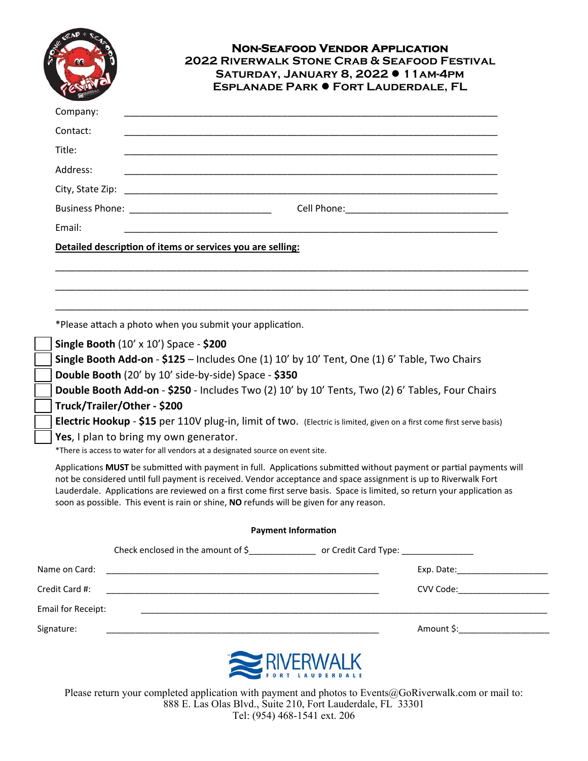# Non-Seafood Vendor Application
## 2022 Riverwalk Stone Crab & Seafood Festival
### Saturday, January 8, 2022 ● 11am-4pm
### Esplanade Park ● Fort Lauderdale, FL

Company: ______________________________________________________________

Contact: ______________________________________________________________

Title: ______________________________________________________________

Address: ______________________________________________________________

City, State Zip: ______________________________________________________________

Business Phone: ___________________________ Cell Phone: _______________________________

Email: ______________________________________________________________

**Detailed description of items or services you are selling:**

______________________________________________________________________________

______________________________________________________________________________

______________________________________________________________________________

*Please attach a photo when you submit your application.

- [ ] **Single Booth** (10' x 10') Space - **$200**
- [ ] **Single Booth Add-on** - **$125** – Includes One (1) 10' by 10' Tent, One (1) 6' Table, Two Chairs
- [ ] **Double Booth** (20' by 10' side-by-side) Space - **$350**
- [ ] **Double Booth Add-on** - **$250** - Includes Two (2) 10' by 10' Tents, Two (2) 6' Tables, Four Chairs
- [ ] **Truck/Trailer/Other - $200**
- [ ] **Electric Hookup** - **$15** per 110V plug-in, limit of two. (Electric is limited, given on a first come first serve basis)
- [ ] **Yes**, I plan to bring my own generator.

*There is access to water for all vendors at a designated source on event site.

Applications **MUST** be submitted with payment in full. Applications submitted without payment or partial payments will not be considered until full payment is received. Vendor acceptance and space assignment is up to Riverwalk Fort Lauderdale. Applications are reviewed on a first come first serve basis. Space is limited, so return your application as soon as possible. This event is rain or shine, **NO** refunds will be given for any reason.

**Payment Information**

Check enclosed in the amount of $_____________ or Credit Card Type: ______________

Name on Card: ______________________________________________ Exp. Date: __________________

Credit Card #: ______________________________________________ CVV Code: __________________

Email for Receipt: ______________________________________________________________

Signature: ______________________________________________ Amount $: __________________

RIVERWALK FORT LAUDERDALE

Please return your completed application with payment and photos to Events@GoRiverwalk.com or mail to:
888 E. Las Olas Blvd., Suite 210, Fort Lauderdale, FL 33301
Tel: (954) 468-1541 ext. 206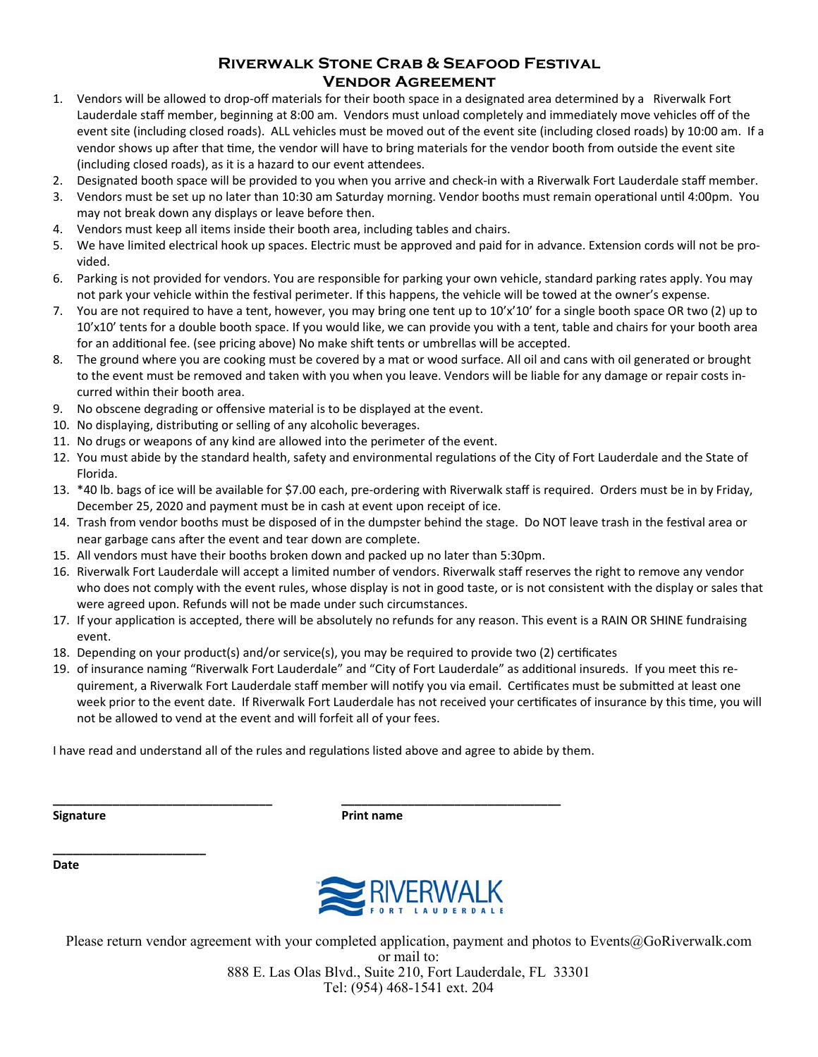# Riverwalk Stone Crab & Seafood Festival
## Vendor Agreement

1. Vendors will be allowed to drop-off materials for their booth space in a designated area determined by a Riverwalk Fort Lauderdale staff member, beginning at 8:00 am. Vendors must unload completely and immediately move vehicles off of the event site (including closed roads). ALL vehicles must be moved out of the event site (including closed roads) by 10:00 am. If a vendor shows up after that time, the vendor will have to bring materials for the vendor booth from outside the event site (including closed roads), as it is a hazard to our event attendees.
2. Designated booth space will be provided to you when you arrive and check-in with a Riverwalk Fort Lauderdale staff member.
3. Vendors must be set up no later than 10:30 am Saturday morning. Vendor booths must remain operational until 4:00pm. You may not break down any displays or leave before then.
4. Vendors must keep all items inside their booth area, including tables and chairs.
5. We have limited electrical hook up spaces. Electric must be approved and paid for in advance. Extension cords will not be provided.
6. Parking is not provided for vendors. You are responsible for parking your own vehicle, standard parking rates apply. You may not park your vehicle within the festival perimeter. If this happens, the vehicle will be towed at the owner's expense.
7. You are not required to have a tent, however, you may bring one tent up to 10'x'10' for a single booth space OR two (2) up to 10'x10' tents for a double booth space. If you would like, we can provide you with a tent, table and chairs for your booth area for an additional fee. (see pricing above) No make shift tents or umbrellas will be accepted.
8. The ground where you are cooking must be covered by a mat or wood surface. All oil and cans with oil generated or brought to the event must be removed and taken with you when you leave. Vendors will be liable for any damage or repair costs incurred within their booth area.
9. No obscene degrading or offensive material is to be displayed at the event.
10. No displaying, distributing or selling of any alcoholic beverages.
11. No drugs or weapons of any kind are allowed into the perimeter of the event.
12. You must abide by the standard health, safety and environmental regulations of the City of Fort Lauderdale and the State of Florida.
13. *40 lb. bags of ice will be available for $7.00 each, pre-ordering with Riverwalk staff is required. Orders must be in by Friday, December 25, 2020 and payment must be in cash at event upon receipt of ice.
14. Trash from vendor booths must be disposed of in the dumpster behind the stage. Do NOT leave trash in the festival area or near garbage cans after the event and tear down are complete.
15. All vendors must have their booths broken down and packed up no later than 5:30pm.
16. Riverwalk Fort Lauderdale will accept a limited number of vendors. Riverwalk staff reserves the right to remove any vendor who does not comply with the event rules, whose display is not in good taste, or is not consistent with the display or sales that were agreed upon. Refunds will not be made under such circumstances.
17. If your application is accepted, there will be absolutely no refunds for any reason. This event is a RAIN OR SHINE fundraising event.
18. Depending on your product(s) and/or service(s), you may be required to provide two (2) certificates
19. of insurance naming "Riverwalk Fort Lauderdale" and "City of Fort Lauderdale" as additional insureds. If you meet this requirement, a Riverwalk Fort Lauderdale staff member will notify you via email. Certificates must be submitted at least one week prior to the event date. If Riverwalk Fort Lauderdale has not received your certificates of insurance by this time, you will not be allowed to vend at the event and will forfeit all of your fees.

I have read and understand all of the rules and regulations listed above and agree to abide by them.

______________________________ ______________________________

**Signature** **Print name**

______________________

**Date**

RIVERWALK FORT LAUDERDALE

Please return vendor agreement with your completed application, payment and photos to Events@GoRiverwalk.com or mail to:
888 E. Las Olas Blvd., Suite 210, Fort Lauderdale, FL 33301
Tel: (954) 468-1541 ext. 204